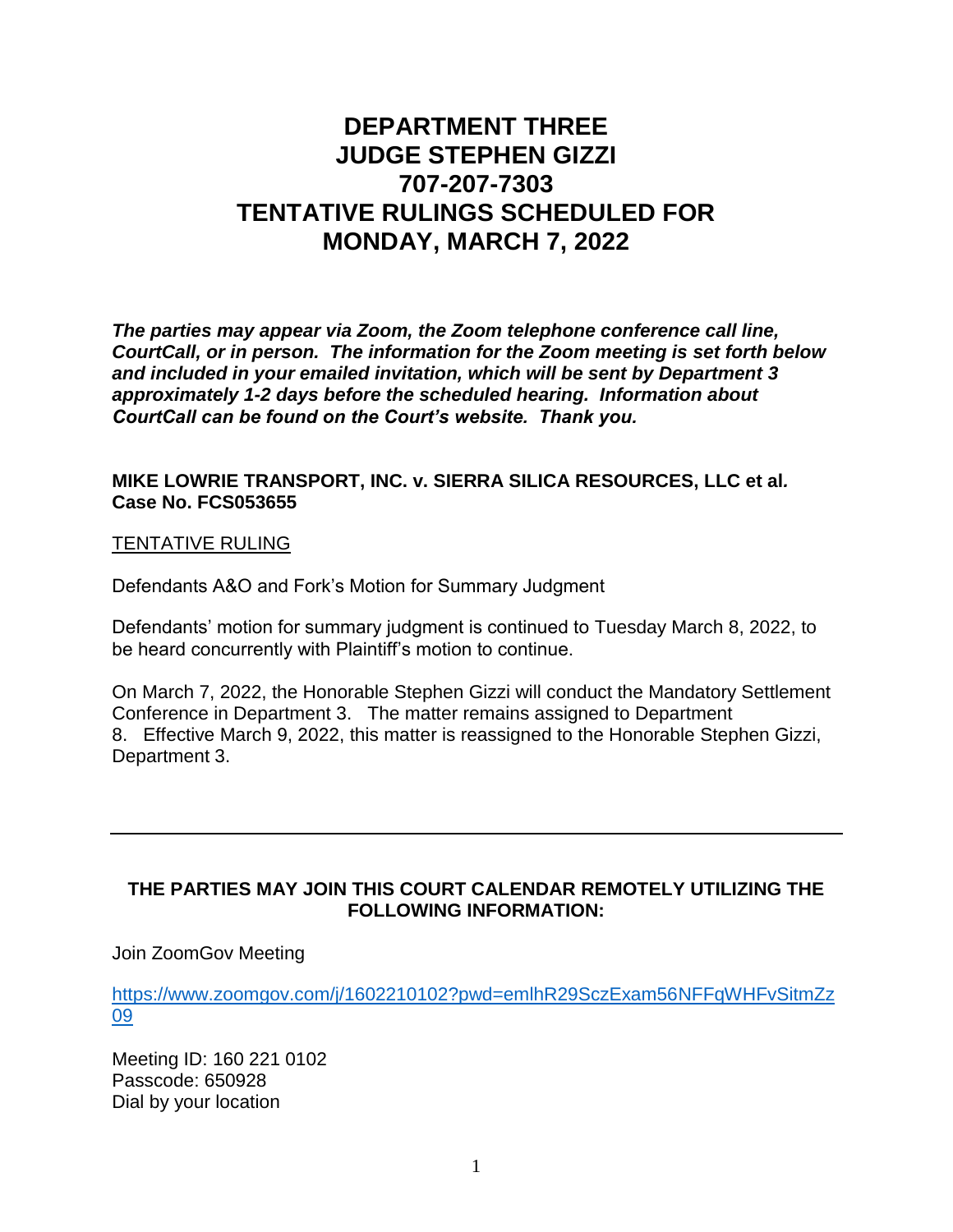# DEPARTMENT THREE
# JUDGE STEPHEN GIZZI
# 707-207-7303
# TENTATIVE RULINGS SCHEDULED FOR
# MONDAY, MARCH 7, 2022

***The parties may appear via Zoom, the Zoom telephone conference call line, CourtCall, or in person. The information for the Zoom meeting is set forth below and included in your emailed invitation, which will be sent by Department 3 approximately 1-2 days before the scheduled hearing. Information about CourtCall can be found on the Court's website. Thank you.***

**MIKE LOWRIE TRANSPORT, INC. v. SIERRA SILICA RESOURCES, LLC et al.**
**Case No. FCS053655**

<u>TENTATIVE RULING</u>

Defendants A&O and Fork's Motion for Summary Judgment

Defendants' motion for summary judgment is continued to Tuesday March 8, 2022, to be heard concurrently with Plaintiff's motion to continue.

On March 7, 2022, the Honorable Stephen Gizzi will conduct the Mandatory Settlement Conference in Department 3. The matter remains assigned to Department 8. Effective March 9, 2022, this matter is reassigned to the Honorable Stephen Gizzi, Department 3.

---

**THE PARTIES MAY JOIN THIS COURT CALENDAR REMOTELY UTILIZING THE FOLLOWING INFORMATION:**

Join ZoomGov Meeting

https://www.zoomgov.com/j/1602210102?pwd=emlhR29SczExam56NFFqWHFvSitmZz09

Meeting ID: 160 221 0102
Passcode: 650928
Dial by your location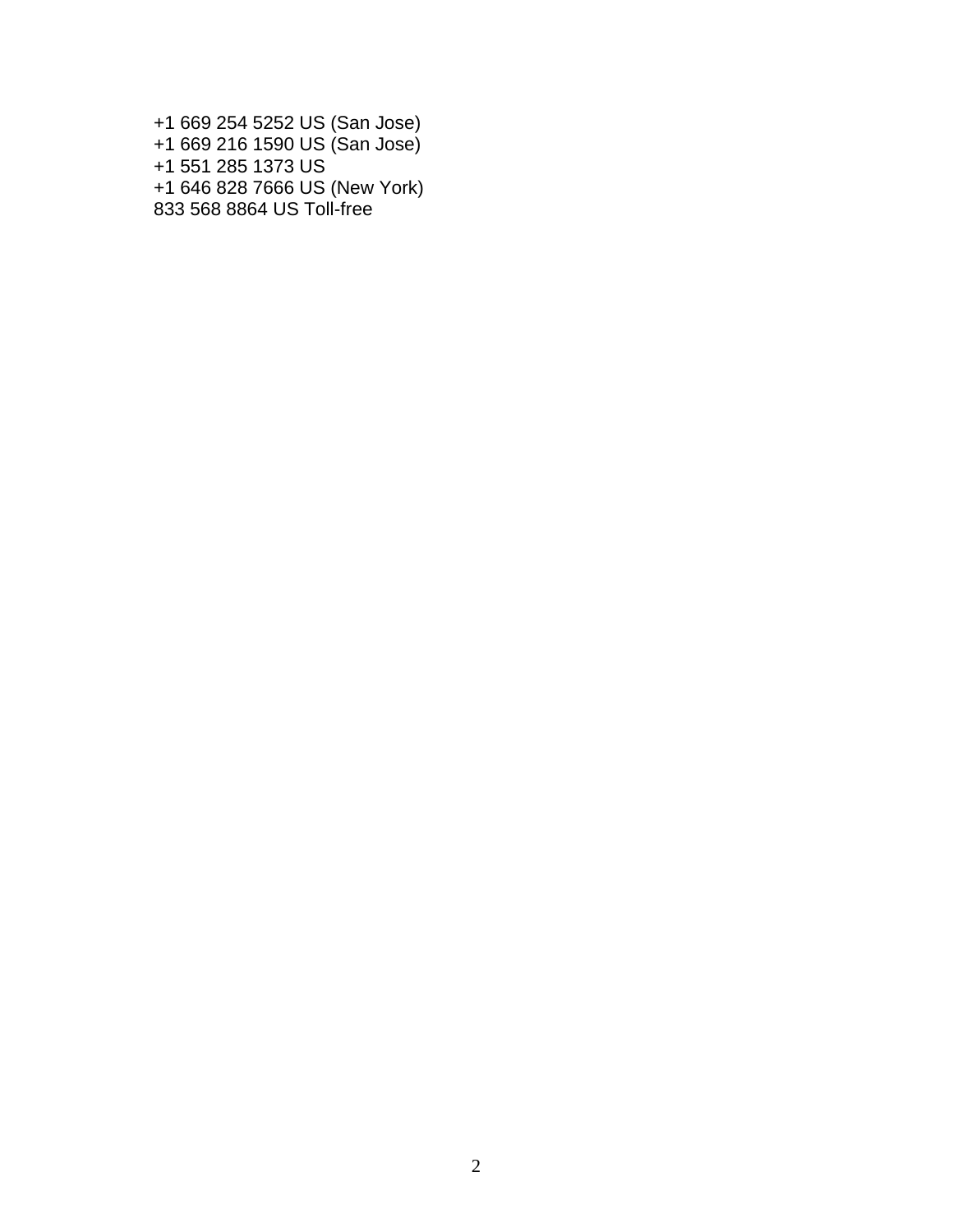+1 669 254 5252 US (San Jose)
+1 669 216 1590 US (San Jose)
+1 551 285 1373 US
+1 646 828 7666 US (New York)
833 568 8864 US Toll-free